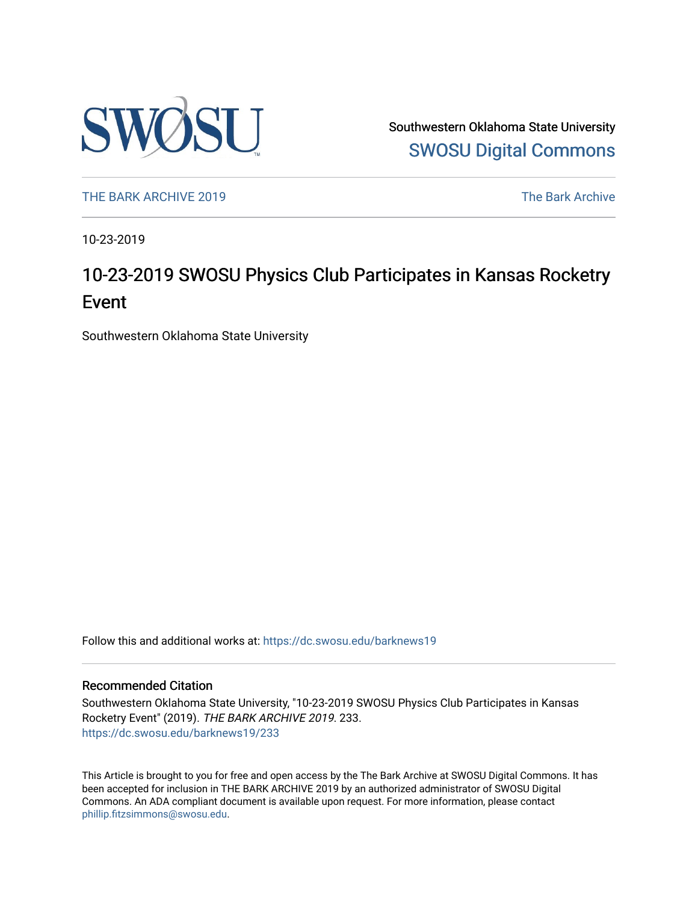Southwestern Oklahoma State University

SWOSU Digital Commons

THE BARK ARCHIVE 2019

The Bark Archive

10-23-2019

# 10-23-2019 SWOSU Physics Club Participates in Kansas Rocketry Event

Southwestern Oklahoma State University

Follow this and additional works at: https://dc.swosu.edu/barknews19

## Recommended Citation

Southwestern Oklahoma State University, "10-23-2019 SWOSU Physics Club Participates in Kansas Rocketry Event" (2019). *THE BARK ARCHIVE 2019*. 233.
https://dc.swosu.edu/barknews19/233

This Article is brought to you for free and open access by the The Bark Archive at SWOSU Digital Commons. It has been accepted for inclusion in THE BARK ARCHIVE 2019 by an authorized administrator of SWOSU Digital Commons. An ADA compliant document is available upon request. For more information, please contact phillip.fitzsimmons@swosu.edu.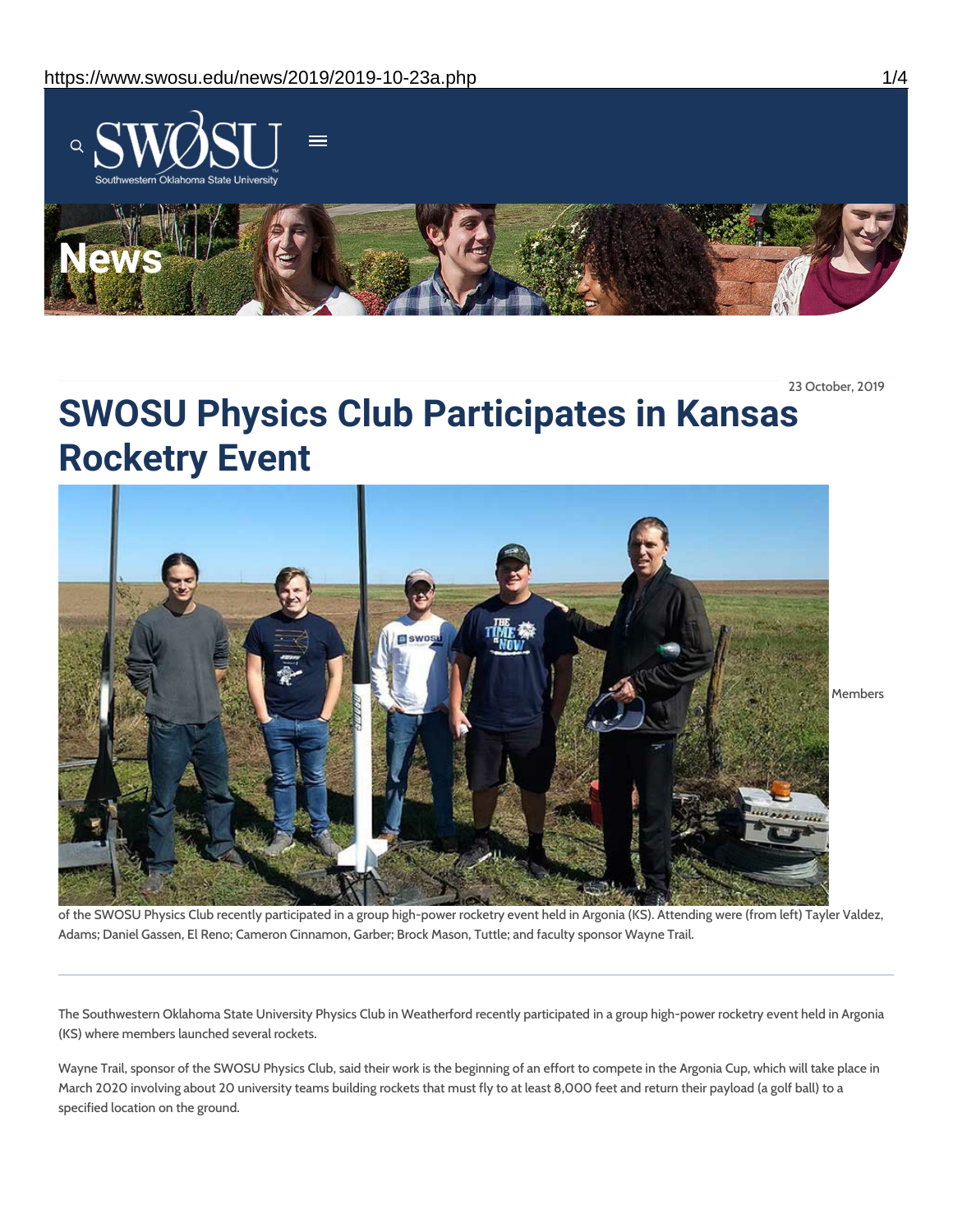23 October, 2019

# SWOSU Physics Club Participates in Kansas Rocketry Event

Members of the SWOSU Physics Club recently participated in a group high-power rocketry event held in Argonia (KS). Attending were (from left) Tayler Valdez, Adams; Daniel Gassen, El Reno; Cameron Cinnamon, Garber; Brock Mason, Tuttle; and faculty sponsor Wayne Trail.

---

The Southwestern Oklahoma State University Physics Club in Weatherford recently participated in a group high-power rocketry event held in Argonia (KS) where members launched several rockets.

Wayne Trail, sponsor of the SWOSU Physics Club, said their work is the beginning of an effort to compete in the Argonia Cup, which will take place in March 2020 involving about 20 university teams building rockets that must fly to at least 8,000 feet and return their payload (a golf ball) to a specified location on the ground.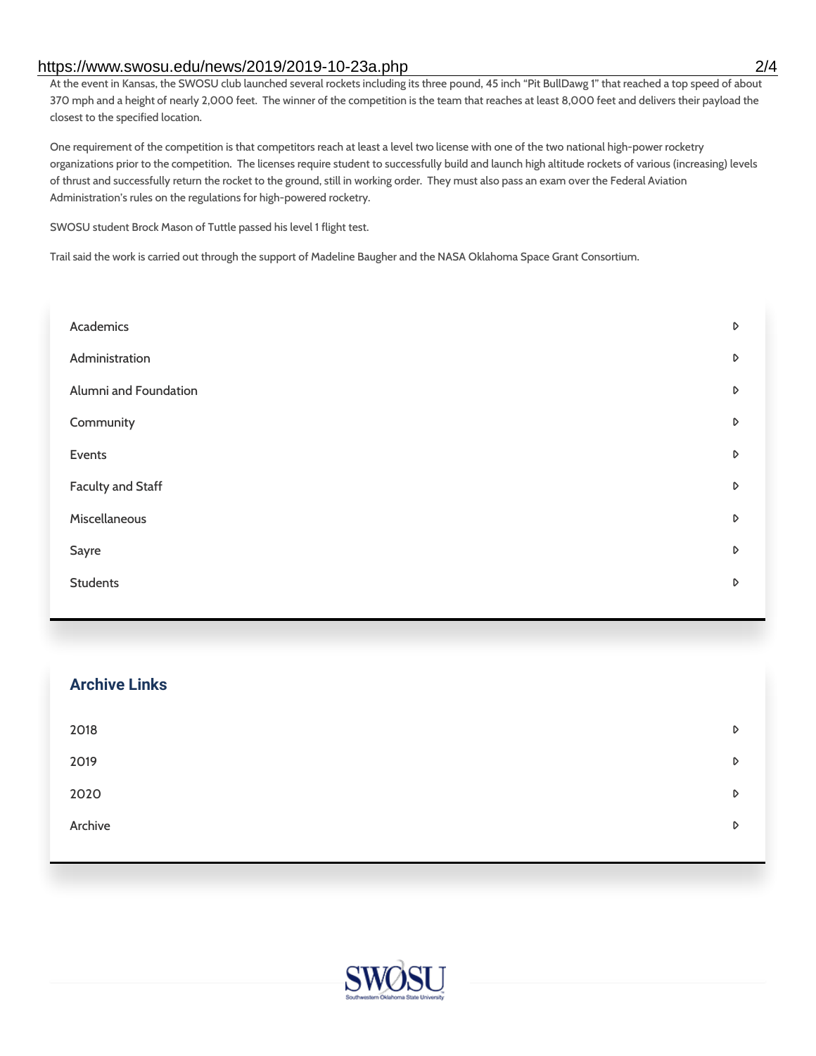At the event in Kansas, the SWOSU club launched several rockets including its three pound, 45 inch "Pit BullDawg 1" that reached a top speed of about 370 mph and a height of nearly 2,000 feet. The winner of the competition is the team that reaches at least 8,000 feet and delivers their payload the closest to the specified location.

One requirement of the competition is that competitors reach at least a level two license with one of the two national high-power rocketry organizations prior to the competition. The licenses require student to successfully build and launch high altitude rockets of various (increasing) levels of thrust and successfully return the rocket to the ground, still in working order. They must also pass an exam over the Federal Aviation Administration's rules on the regulations for high-powered rocketry.

SWOSU student Brock Mason of Tuttle passed his level 1 flight test.

Trail said the work is carried out through the support of Madeline Baugher and the NASA Oklahoma Space Grant Consortium.

- Academics
- Administration
- Alumni and Foundation
- Community
- Events
- Faculty and Staff
- Miscellaneous
- Sayre
- Students

## Archive Links

- 2018
- 2019
- 2020
- Archive

SWOSU
Southwestern Oklahoma State University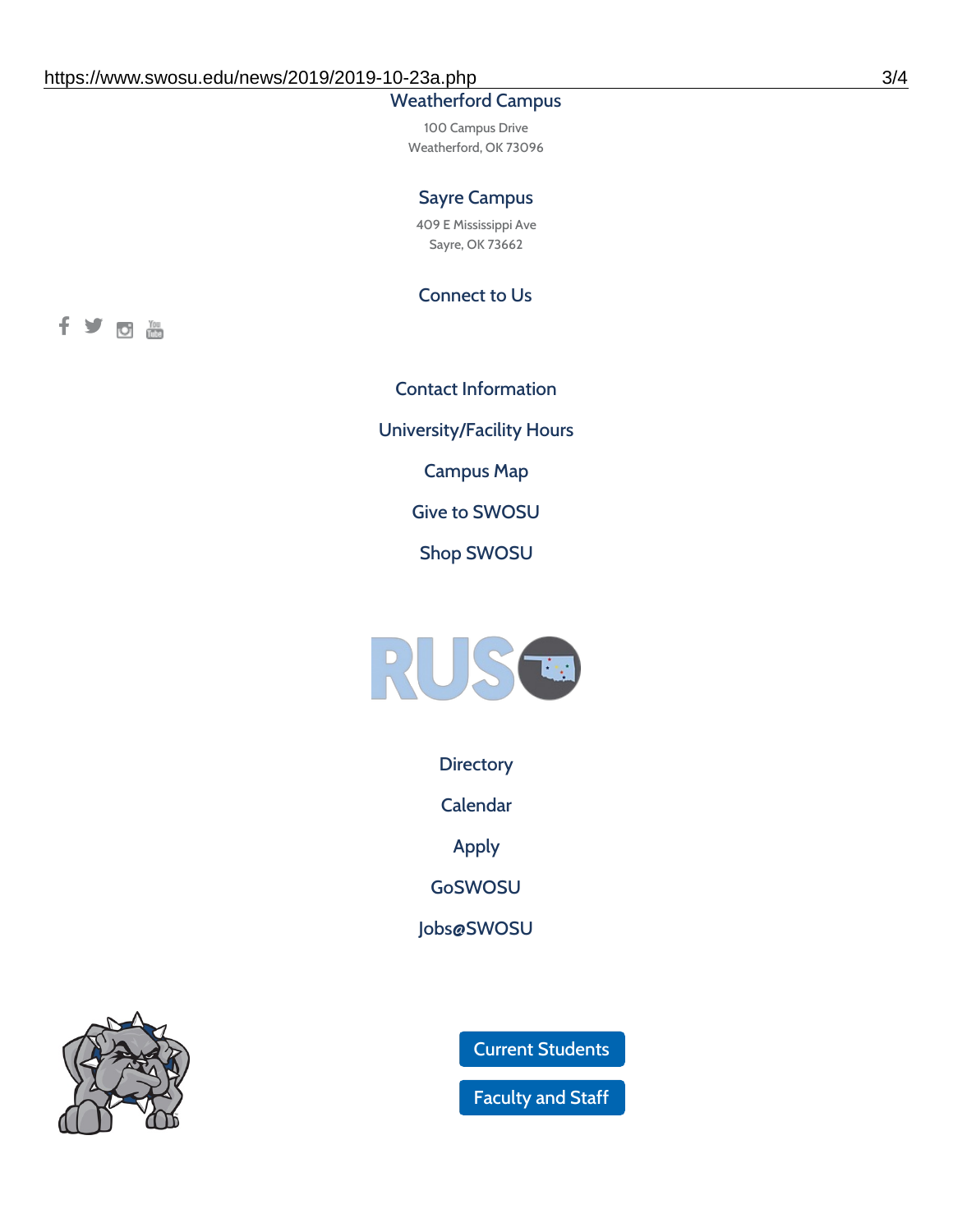Weatherford Campus

100 Campus Drive
Weatherford, OK 73096

Sayre Campus

409 E Mississippi Ave
Sayre, OK 73662

Connect to Us

Contact Information

University/Facility Hours

Campus Map

Give to SWOSU

Shop SWOSU

Directory

Calendar

Apply

GoSWOSU

Jobs@SWOSU

Current Students

Faculty and Staff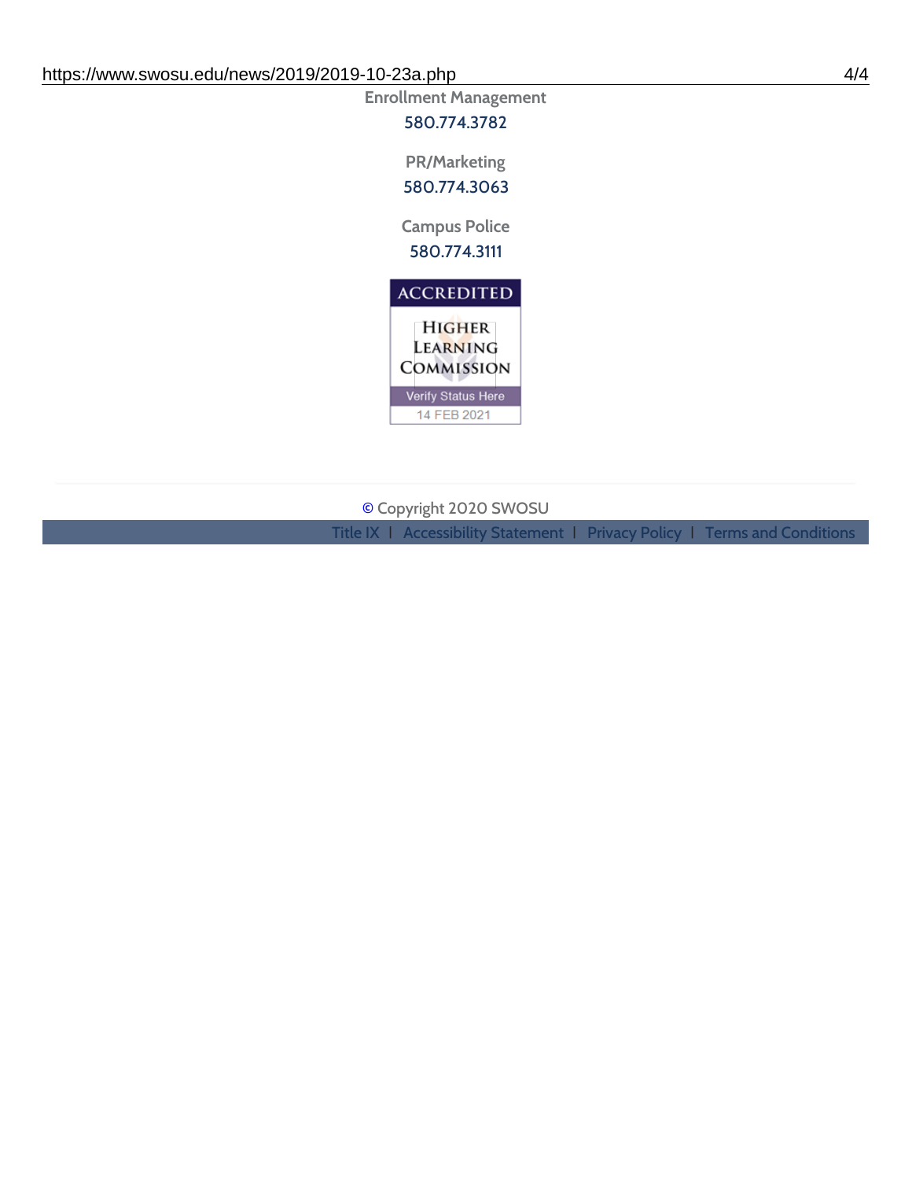Enrollment Management

580.774.3782

PR/Marketing

580.774.3063

Campus Police

580.774.3111

ACCREDITED

HIGHER LEARNING COMMISSION

Verify Status Here

14 FEB 2021

© Copyright 2020 SWOSU

Title IX | Accessibility Statement | Privacy Policy | Terms and Conditions